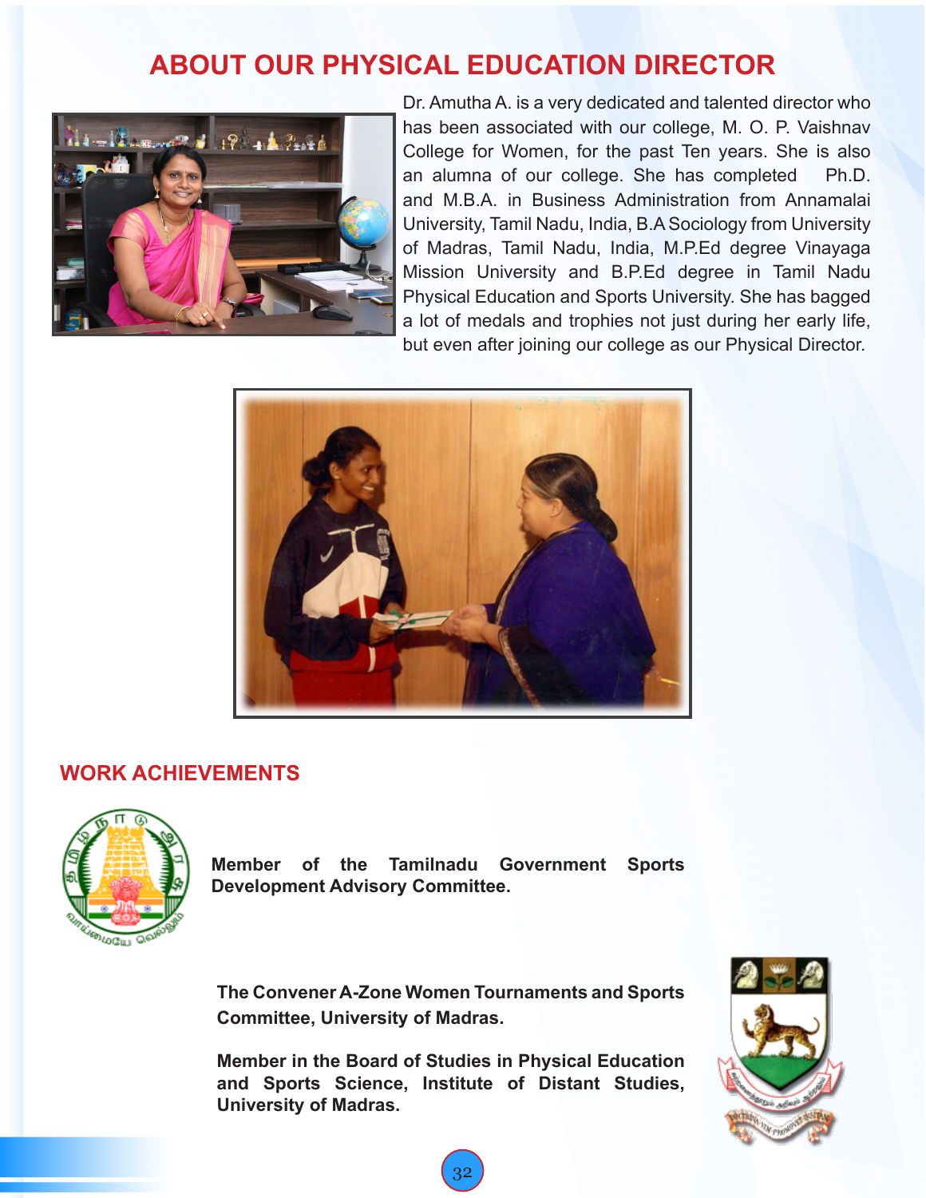# ABOUT OUR PHYSICAL EDUCATION DIRECTOR

Dr. Amutha A. is a very dedicated and talented director who has been associated with our college, M. O. P. Vaishnav College for Women, for the past Ten years. She is also an alumna of our college. She has completed Ph.D. and M.B.A. in Business Administration from Annamalai University, Tamil Nadu, India, B.A Sociology from University of Madras, Tamil Nadu, India, M.P.Ed degree Vinayaga Mission University and B.P.Ed degree in Tamil Nadu Physical Education and Sports University. She has bagged a lot of medals and trophies not just during her early life, but even after joining our college as our Physical Director.

## WORK ACHIEVEMENTS

**Member of the Tamilnadu Government Sports Development Advisory Committee.**

**The Convener A-Zone Women Tournaments and Sports Committee, University of Madras.**

**Member in the Board of Studies in Physical Education and Sports Science, Institute of Distant Studies, University of Madras.**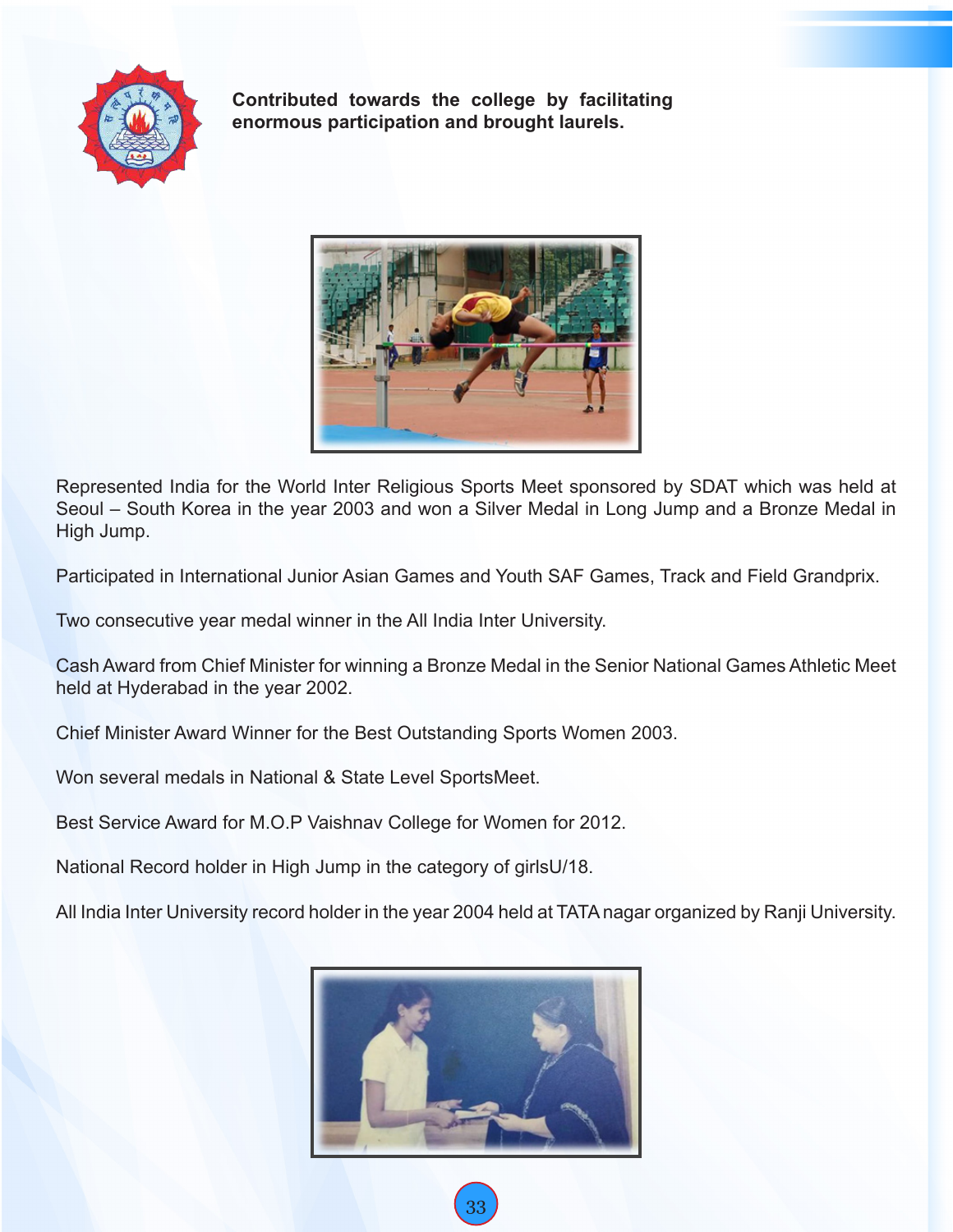**Contributed towards the college by facilitating enormous participation and brought laurels.**

Represented India for the World Inter Religious Sports Meet sponsored by SDAT which was held at Seoul – South Korea in the year 2003 and won a Silver Medal in Long Jump and a Bronze Medal in High Jump.

Participated in International Junior Asian Games and Youth SAF Games, Track and Field Grandprix.

Two consecutive year medal winner in the All India Inter University.

Cash Award from Chief Minister for winning a Bronze Medal in the Senior National Games Athletic Meet held at Hyderabad in the year 2002.

Chief Minister Award Winner for the Best Outstanding Sports Women 2003.

Won several medals in National & State Level SportsMeet.

Best Service Award for M.O.P Vaishnav College for Women for 2012.

National Record holder in High Jump in the category of girlsU/18.

All India Inter University record holder in the year 2004 held at TATA nagar organized by Ranji University.